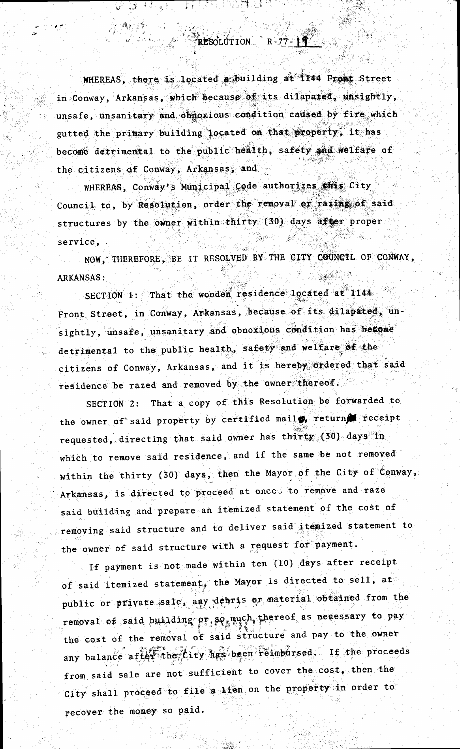# RESOLUTION R-77-19

WHEREAS, there is located a building at 1144 Front Street in Conway, Arkansas, which because of its dilapated, unsightly, unsafe, unsanitary and obnoxious condition caused by fire which gutted the primary building located on that property, it has become detrimental to the public health, safety and welfare of the citizens of Conway, Arkansas, and

WHEREAS, Conway's Municipal Code authorizes this City Council to, by Resolution, order the removal or razing of said structures by the owner within thirty (30) days after proper service,

NOW, THEREFORE, BE IT RESOLVED BY THE CITY COUNCIL OF CONWAY, ARKANSAS:

SECTION 1: That the wooden residence located at 1144 Front Street, in Conway, Arkansas, because of its dilapated, unsightly, unsafe, unsanitary and obnoxious condition has become detrimental to the public health, safety and welfare of the citizens of Conway, Arkansas, and it is hereby ordered that said residence be razed and removed by the owner thereof.

SECTION 2: That a copy of this Resolution be forwarded to the owner of said property by certified mail, returned receipt requested, directing that said owner has thirty (30) days in which to remove said residence, and if the same be not removed within the thirty (30) days, then the Mayor of the City of Conway, Arkansas, is directed to proceed at once to remove and raze said building and prepare an itemized statement of the cost of removing said structure and to deliver said itemized statement to the owner of said structure with a request for payment.

If payment is not made within ten (10) days after receipt of said itemized statement, the Mayor is directed to sell, at public or private sale, any debris or material obtained from the removal of said building or so much thereof as necessary to pay the cost of the removal of said structure and pay to the owner any balance after the City has been reimbursed. If the proceeds from said sale are not sufficient to cover the cost, then the City shall proceed to file a lien on the property in order to recover the money so paid.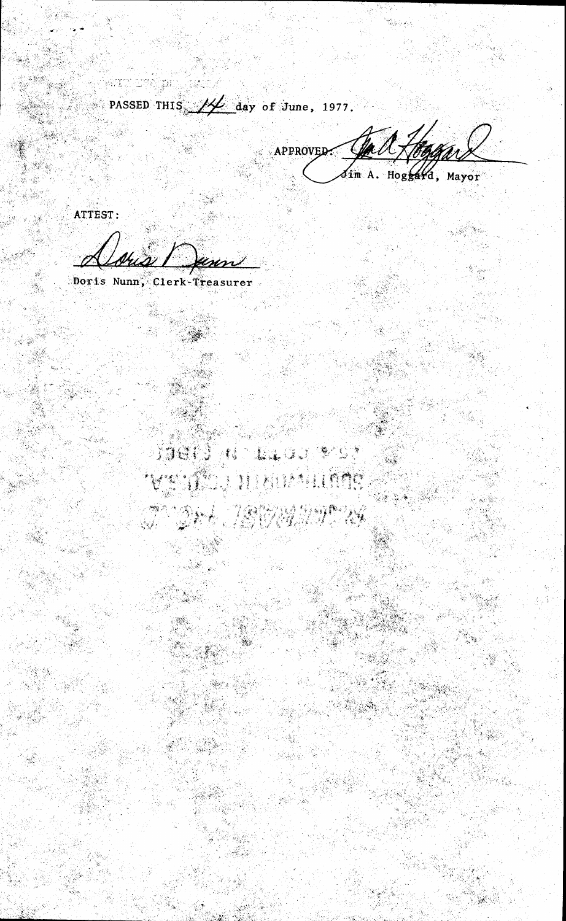PASSED THIS 14 day of June, 1977.

APPROVED: 

Jim A. Hoggard, Mayor

ATTEST:

Doris Nunn, Clerk-Treasurer